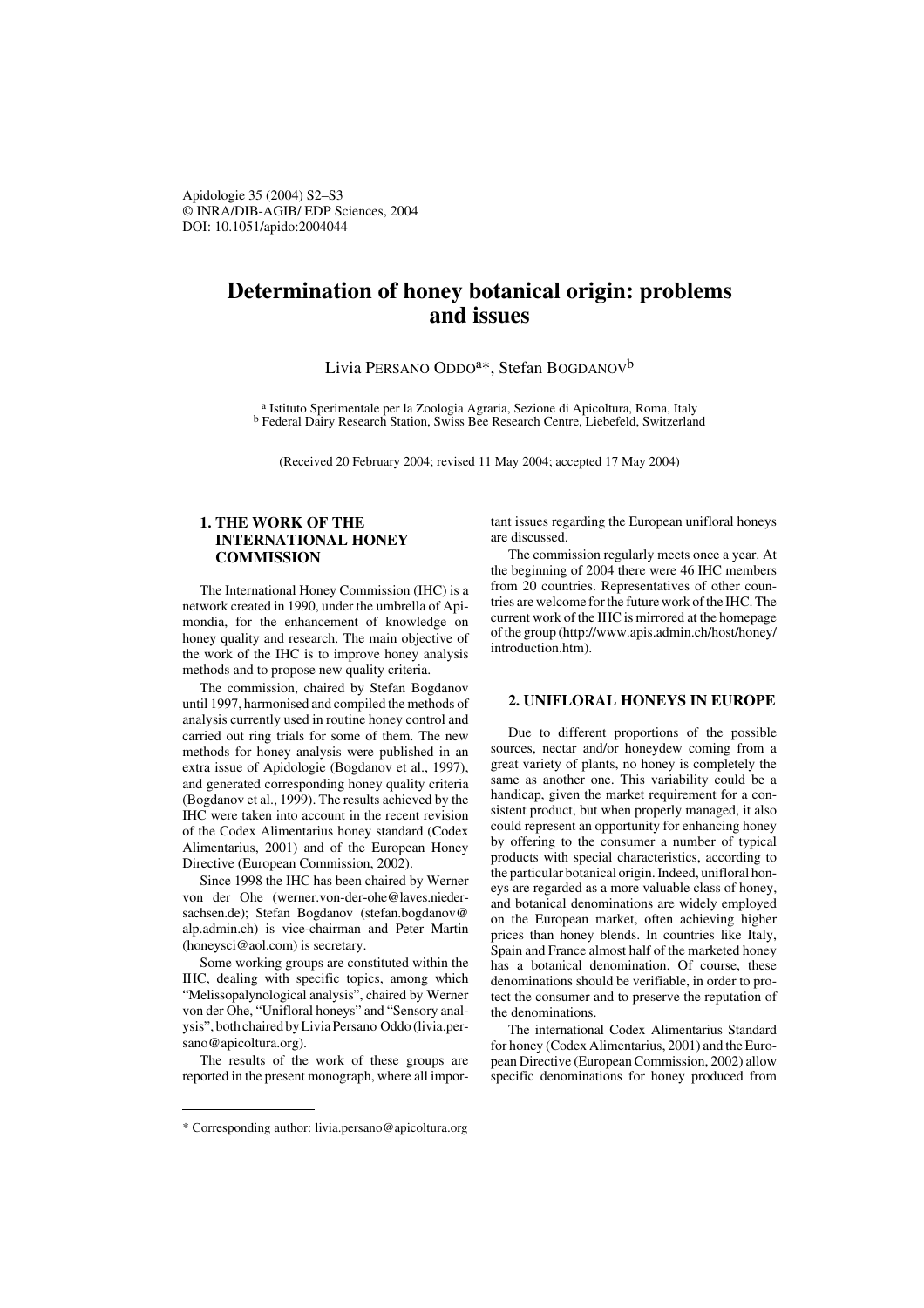Apidologie 35 (2004) S2–S3
© INRA/DIB-AGIB/ EDP Sciences, 2004
DOI: 10.1051/apido:2004044

# Determination of honey botanical origin: problems and issues

Livia PERSANO ODDO[a*], Stefan BOGDANOV[b]

[a] Istituto Sperimentale per la Zoologia Agraria, Sezione di Apicoltura, Roma, Italy
[b] Federal Dairy Research Station, Swiss Bee Research Centre, Liebefeld, Switzerland

(Received 20 February 2004; revised 11 May 2004; accepted 17 May 2004)

## 1. THE WORK OF THE INTERNATIONAL HONEY COMMISSION

The International Honey Commission (IHC) is a network created in 1990, under the umbrella of Apimondia, for the enhancement of knowledge on honey quality and research. The main objective of the work of the IHC is to improve honey analysis methods and to propose new quality criteria.

The commission, chaired by Stefan Bogdanov until 1997, harmonised and compiled the methods of analysis currently used in routine honey control and carried out ring trials for some of them. The new methods for honey analysis were published in an extra issue of Apidologie (Bogdanov et al., 1997), and generated corresponding honey quality criteria (Bogdanov et al., 1999). The results achieved by the IHC were taken into account in the recent revision of the Codex Alimentarius honey standard (Codex Alimentarius, 2001) and of the European Honey Directive (European Commission, 2002).

Since 1998 the IHC has been chaired by Werner von der Ohe (werner.von-der-ohe@laves.niedersachsen.de); Stefan Bogdanov (stefan.bogdanov@alp.admin.ch) is vice-chairman and Peter Martin (honeysci@aol.com) is secretary.

Some working groups are constituted within the IHC, dealing with specific topics, among which "Melissopalynological analysis", chaired by Werner von der Ohe, "Unifloral honeys" and "Sensory analysis", both chaired by Livia Persano Oddo (livia.persano@apicoltura.org).

The results of the work of these groups are reported in the present monograph, where all important issues regarding the European unifloral honeys are discussed.

The commission regularly meets once a year. At the beginning of 2004 there were 46 IHC members from 20 countries. Representatives of other countries are welcome for the future work of the IHC. The current work of the IHC is mirrored at the homepage of the group (http://www.apis.admin.ch/host/honey/introduction.htm).

## 2. UNIFLORAL HONEYS IN EUROPE

Due to different proportions of the possible sources, nectar and/or honeydew coming from a great variety of plants, no honey is completely the same as another one. This variability could be a handicap, given the market requirement for a consistent product, but when properly managed, it also could represent an opportunity for enhancing honey by offering to the consumer a number of typical products with special characteristics, according to the particular botanical origin. Indeed, unifloral honeys are regarded as a more valuable class of honey, and botanical denominations are widely employed on the European market, often achieving higher prices than honey blends. In countries like Italy, Spain and France almost half of the marketed honey has a botanical denomination. Of course, these denominations should be verifiable, in order to protect the consumer and to preserve the reputation of the denominations.

The international Codex Alimentarius Standard for honey (Codex Alimentarius, 2001) and the European Directive (European Commission, 2002) allow specific denominations for honey produced from

\* Corresponding author: livia.persano@apicoltura.org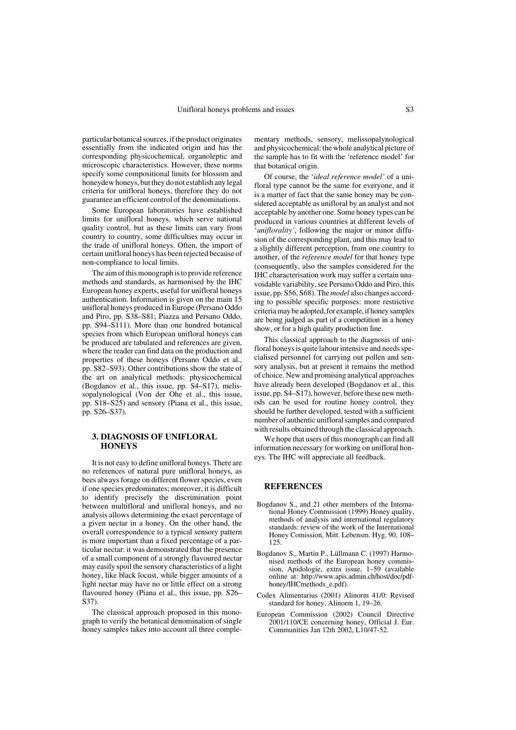particular botanical sources, if the product originates essentially from the indicated origin and has the corresponding physicochemical, organoleptic and microscopic characteristics. However, these norms specify some compositional limits for blossom and honeydew honeys, but they do not establish any legal criteria for unifloral honeys, therefore they do not guarantee an efficient control of the denominations.

Some European laboratories have established limits for unifloral honeys, which serve national quality control, but as these limits can vary from country to country, some difficulties may occur in the trade of unifloral honeys. Often, the import of certain unifloral honeys has been rejected because of non-compliance to local limits.

The aim of this monograph is to provide reference methods and standards, as harmonised by the IHC European honey experts, useful for unifloral honeys authentication. Information is given on the main 15 unifloral honeys produced in Europe (Persano Oddo and Piro, pp. S38–S81; Piazza and Persano Oddo, pp. S94–S111). More than one hundred botanical species from which European unifloral honeys can be produced are tabulated and references are given, where the reader can find data on the production and properties of these honeys (Persano Oddo et al., pp. S82–S93). Other contributions show the state of the art on analytical methods: physicochemical (Bogdanov et al., this issue, pp. S4–S17), melissopalynological (Von der Ohe et al., this issue, pp. S18–S25) and sensory (Piana et al., this issue, pp. S26–S37).

## 3. DIAGNOSIS OF UNIFLORAL HONEYS

It is not easy to define unifloral honeys. There are no references of natural pure unifloral honeys, as bees always forage on different flower species, even if one species predominates; moreover, it is difficult to identify precisely the discrimination point between multifloral and unifloral honeys, and no analysis allows determining the exact percentage of a given nectar in a honey. On the other hand, the overall correspondence to a typical sensory pattern is more important than a fixed percentage of a particular nectar: it was demonstrated that the presence of a small component of a strongly flavoured nectar may easily spoil the sensory characteristics of a light honey, like black locust, while bigger amounts of a light nectar may have no or little effect on a strong flavoured honey (Piana et al., this issue, pp. S26–S37).

The classical approach proposed in this monograph to verify the botanical denomination of single honey samples takes into account all three complementary methods, sensory, melissopalynological and physicochemical: the whole analytical picture of the sample has to fit with the 'reference model' for that botanical origin.

Of course, the '*ideal reference model*' of a unifloral type cannot be the same for everyone, and it is a matter of fact that the same honey may be considered acceptable as unifloral by an analyst and not acceptable by another one. Some honey types can be produced in various countries at different levels of '*uniflorality*', following the major or minor diffusion of the corresponding plant, and this may lead to a slightly different perception, from one country to another, of the *reference model* for that honey type (consequently, also the samples considered for the IHC characterisation work may suffer a certain unavoidable variability, see Persano Oddo and Piro, this issue, pp. S56, S68). The *model* also changes according to possible specific purposes: more restrictive criteria may be adopted, for example, if honey samples are being judged as part of a competition in a honey show, or for a high quality production line.

This classical approach to the diagnosis of unifloral honeys is quite labour intensive and needs specialised personnel for carrying out pollen and sensory analysis, but at present it remains the method of choice. New and promising analytical approaches have already been developed (Bogdanov et al., this issue, pp. S4–S17), however, before these new methods can be used for routine honey control, they should be further developed, tested with a sufficient number of authentic unifloral samples and compared with results obtained through the classical approach.

We hope that users of this monograph can find all information necessary for working on unifloral honeys. The IHC will appreciate all feedback.

## REFERENCES

Bogdanov S., and 21 other members of the International Honey Commission (1999) Honey quality, methods of analysis and international regulatory standards: review of the work of the International Honey Comission, Mitt. Lebensm. Hyg. 90, 108–125.

Bogdanov S., Martin P., Lüllmann C. (1997) Harmonised methods of the European honey commission, Apidologie, extra issue, 1–59 (available online at: http://www.apis.admin.ch/host/doc/pdfhoney/IHCmethods_e.pdf).

Codex Alimentarius (2001) Alinorm 41/0: Revised standard for honey, Alinorm 1, 19–26.

European Commission (2002) Council Directive 2001/110/CE concerning honey, Official J. Eur. Communities Jan 12th 2002, L10/47-52.